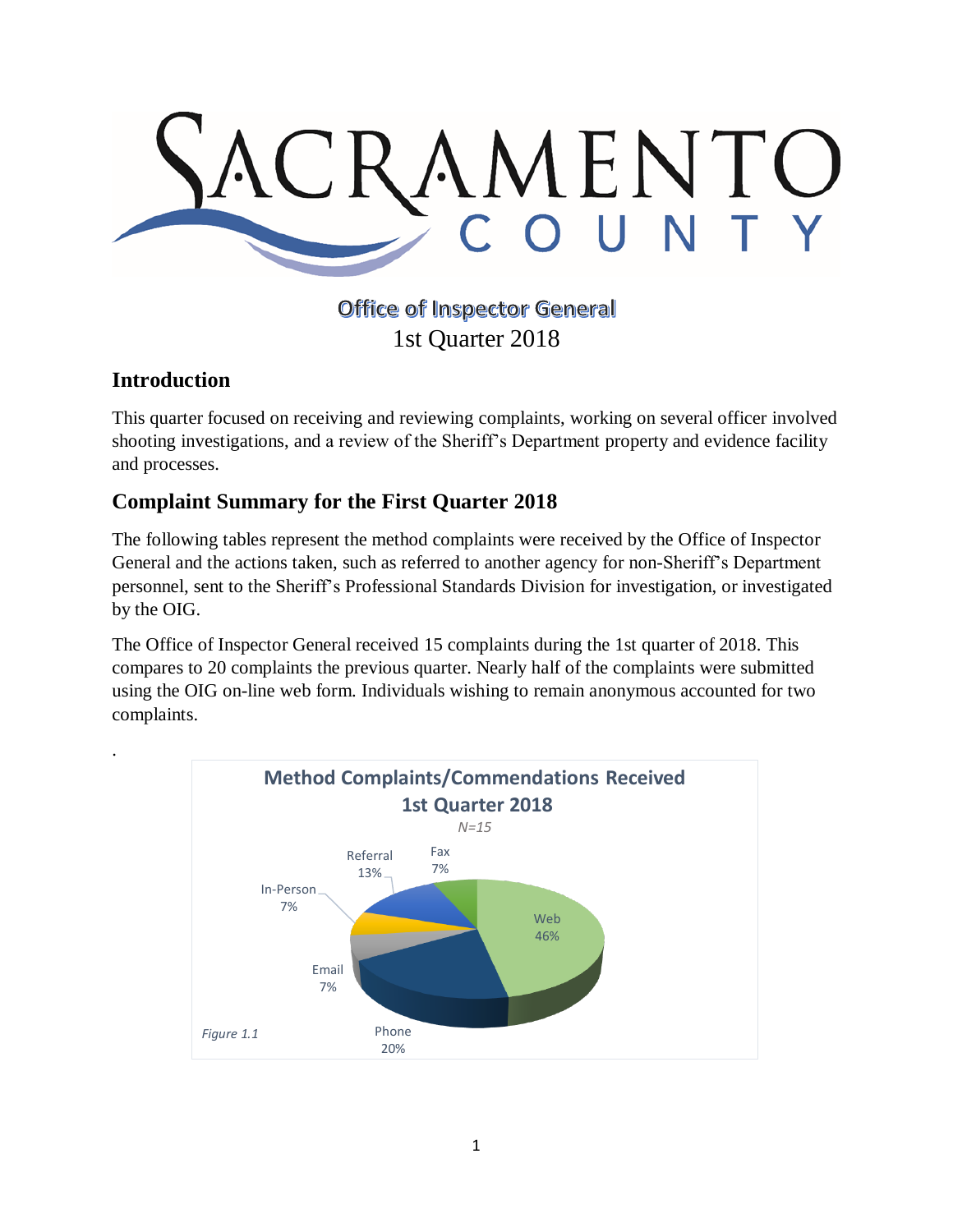# SACRAMENTO COUNTY

## Office of Inspector General
1st Quarter 2018

## Introduction

This quarter focused on receiving and reviewing complaints, working on several officer involved shooting investigations, and a review of the Sheriff's Department property and evidence facility and processes.

## Complaint Summary for the First Quarter 2018

The following tables represent the method complaints were received by the Office of Inspector General and the actions taken, such as referred to another agency for non-Sheriff's Department personnel, sent to the Sheriff's Professional Standards Division for investigation, or investigated by the OIG.

The Office of Inspector General received 15 complaints during the 1st quarter of 2018. This compares to 20 complaints the previous quarter. Nearly half of the complaints were submitted using the OIG on-line web form. Individuals wishing to remain anonymous accounted for two complaints.

.

**Method Complaints/Commendations Received 1st Quarter 2018**

*N=15*

| Method | Percent |
|---|---|
| Web | 46% |
| Phone | 20% |
| Email | 7% |
| In-Person | 7% |
| Referral | 13% |
| Fax | 7% |

*Figure 1.1*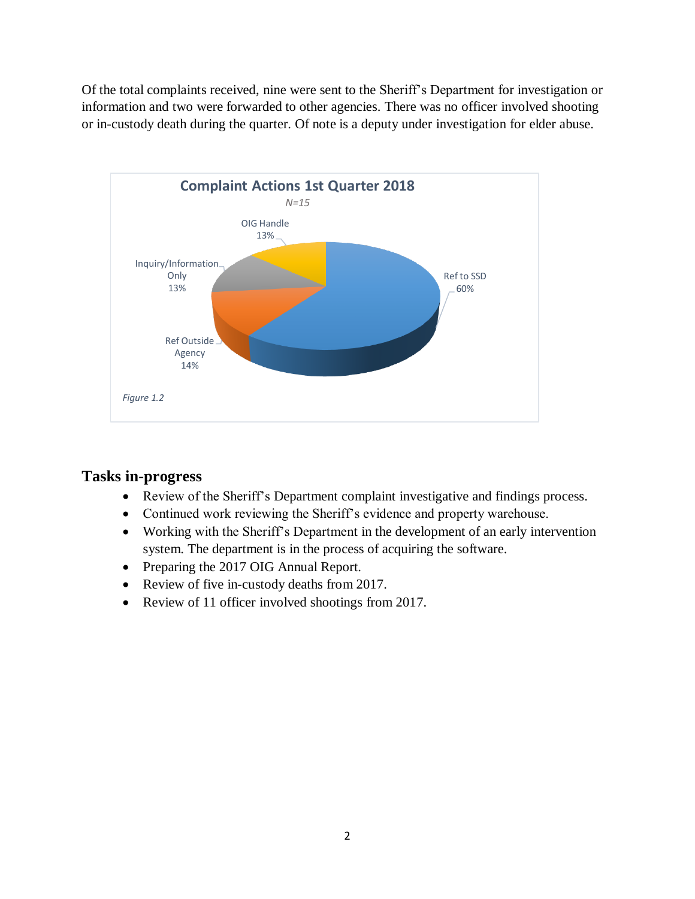Of the total complaints received, nine were sent to the Sheriff's Department for investigation or information and two were forwarded to other agencies. There was no officer involved shooting or in-custody death during the quarter. Of note is a deputy under investigation for elder abuse.

Complaint Actions 1st Quarter 2018

*N=15*

OIG Handle 13%

Inquiry/Information Only 13%

Ref Outside Agency 14%

Ref to SSD 60%

*Figure 1.2*

## Tasks in-progress

- Review of the Sheriff's Department complaint investigative and findings process.
- Continued work reviewing the Sheriff's evidence and property warehouse.
- Working with the Sheriff's Department in the development of an early intervention system. The department is in the process of acquiring the software.
- Preparing the 2017 OIG Annual Report.
- Review of five in-custody deaths from 2017.
- Review of 11 officer involved shootings from 2017.